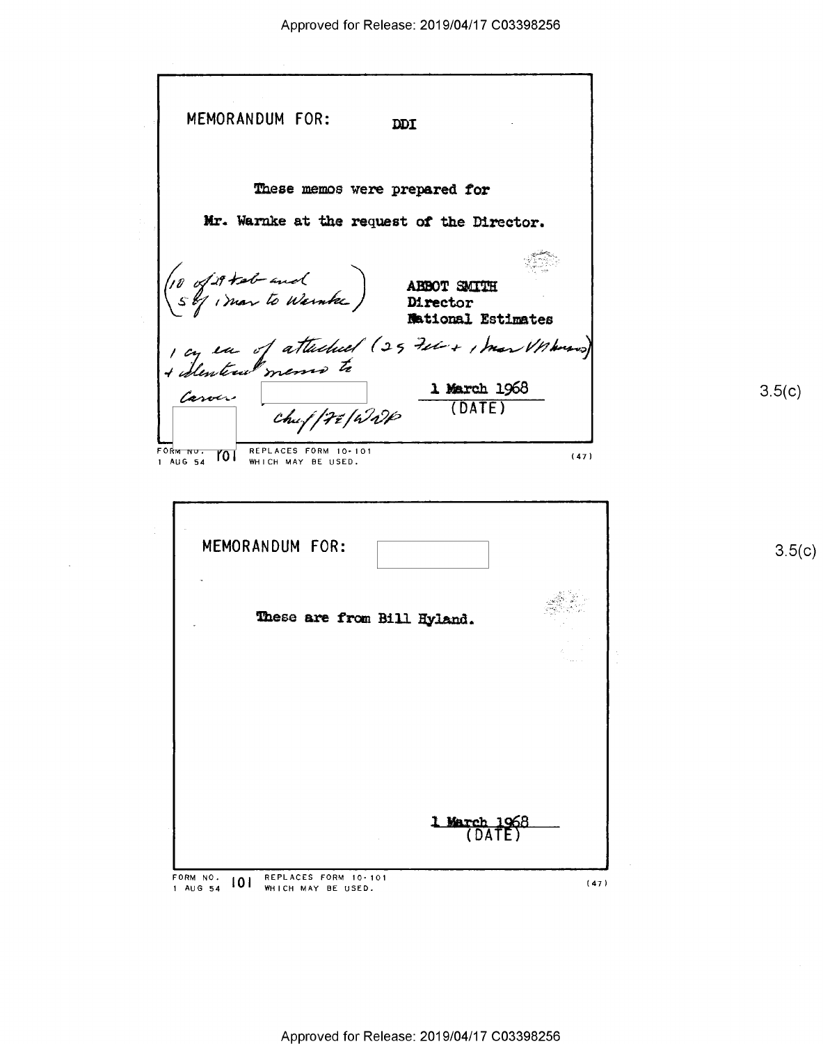MEMORANDUM FOR: DDI

These memos were prepared for Mr. Warnke at the request of the Director.

(10 of 29 Feb and 5 of 1 Mar to Warnke)

ABBOT SMITH
Director
National Estimates

1 cy ea of attached (29 Feb + 1 Mar VN memos) + identical memo to Carver [ ] Chief/FE/WDP

1 March 1968
(DATE)

3.5(c)

FORM NO. 101 REPLACES FORM 10-101 WHICH MAY BE USED.
1 AUG 54 (47)

MEMORANDUM FOR: [ ]

3.5(c)

These are from Bill Hyland.

1 March 1968
(DATE)

FORM NO. 101 REPLACES FORM 10-101 WHICH MAY BE USED.
1 AUG 54 (47)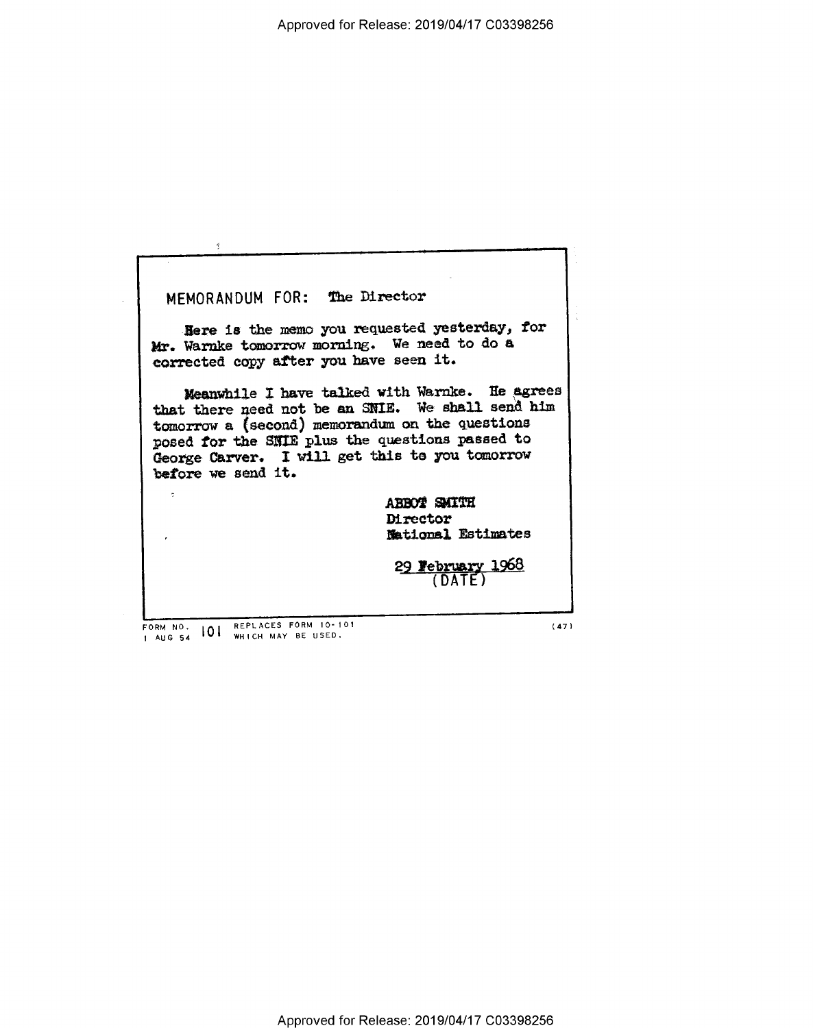MEMORANDUM FOR: The Director

Here is the memo you requested yesterday, for Mr. Warnke tomorrow morning. We need to do a corrected copy after you have seen it.

Meanwhile I have talked with Warnke. He agrees that there need not be an SNIE. We shall send him tomorrow a (second) memorandum on the questions posed for the SNIE plus the questions passed to George Carver. I will get this to you tomorrow before we send it.

ABBOT SMITH
Director
National Estimates

29 February 1968
(DATE)

FORM NO. 101 REPLACES FORM 10-101 WHICH MAY BE USED.
1 AUG 54 (47)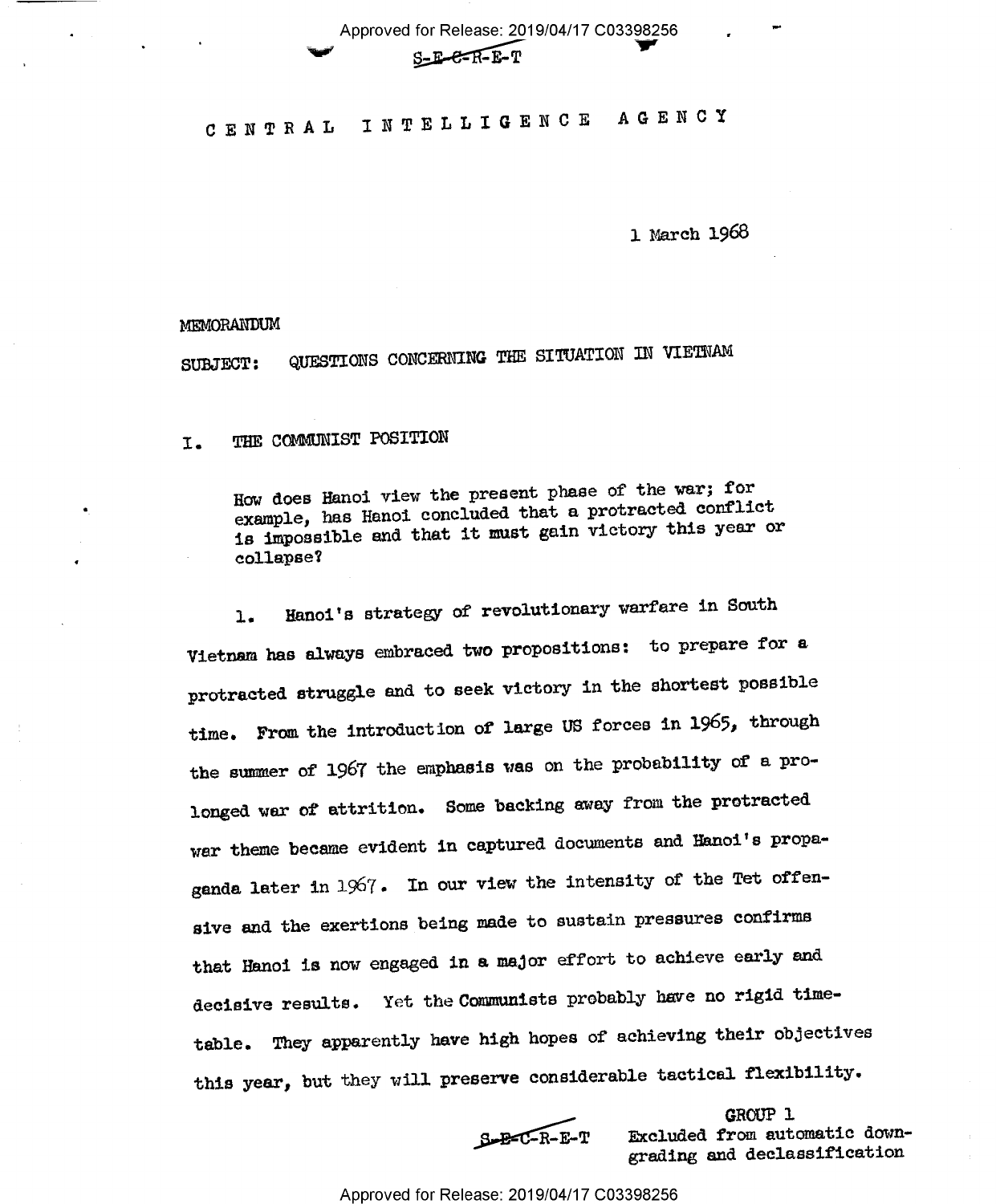S-E-C-R-E-T

CENTRAL INTELLIGENCE AGENCY

1 March 1968

MEMORANDUM

SUBJECT: QUESTIONS CONCERNING THE SITUATION IN VIETNAM

## I. THE COMMUNIST POSITION

How does Hanoi view the present phase of the war; for example, has Hanoi concluded that a protracted conflict is impossible and that it must gain victory this year or collapse?

1. Hanoi's strategy of revolutionary warfare in South Vietnam has always embraced two propositions: to prepare for a protracted struggle and to seek victory in the shortest possible time. From the introduction of large US forces in 1965, through the summer of 1967 the emphasis was on the probability of a prolonged war of attrition. Some backing away from the protracted war theme became evident in captured documents and Hanoi's propaganda later in 1967. In our view the intensity of the Tet offensive and the exertions being made to sustain pressures confirms that Hanoi is now engaged in a major effort to achieve early and decisive results. Yet the Communists probably have no rigid timetable. They apparently have high hopes of achieving their objectives this year, but they will preserve considerable tactical flexibility.

S-E-C-R-E-T

GROUP 1
Excluded from automatic downgrading and declassification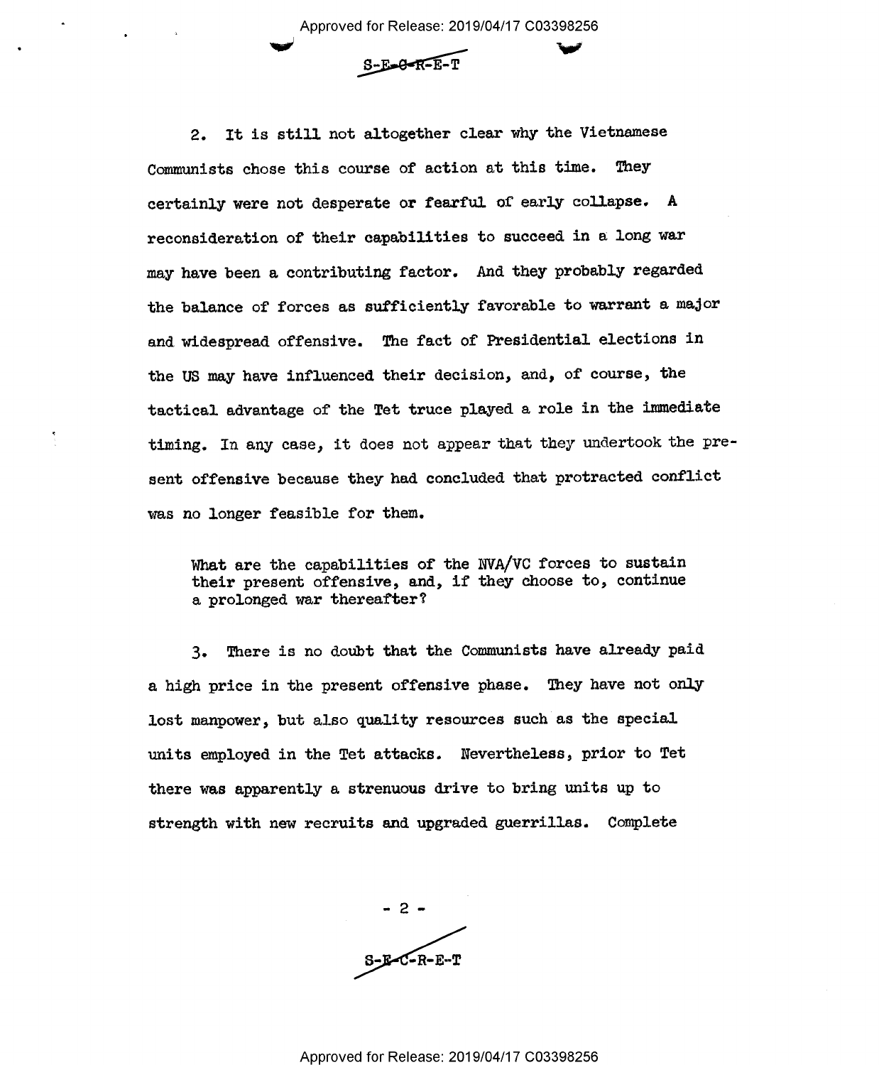2. It is still not altogether clear why the Vietnamese Communists chose this course of action at this time. They certainly were not desperate or fearful of early collapse. A reconsideration of their capabilities to succeed in a long war may have been a contributing factor. And they probably regarded the balance of forces as sufficiently favorable to warrant a major and widespread offensive. The fact of Presidential elections in the US may have influenced their decision, and, of course, the tactical advantage of the Tet truce played a role in the immediate timing. In any case, it does not appear that they undertook the present offensive because they had concluded that protracted conflict was no longer feasible for them.

> What are the capabilities of the NVA/VC forces to sustain their present offensive, and, if they choose to, continue a prolonged war thereafter?

3. There is no doubt that the Communists have already paid a high price in the present offensive phase. They have not only lost manpower, but also quality resources such as the special units employed in the Tet attacks. Nevertheless, prior to Tet there was apparently a strenuous drive to bring units up to strength with new recruits and upgraded guerrillas. Complete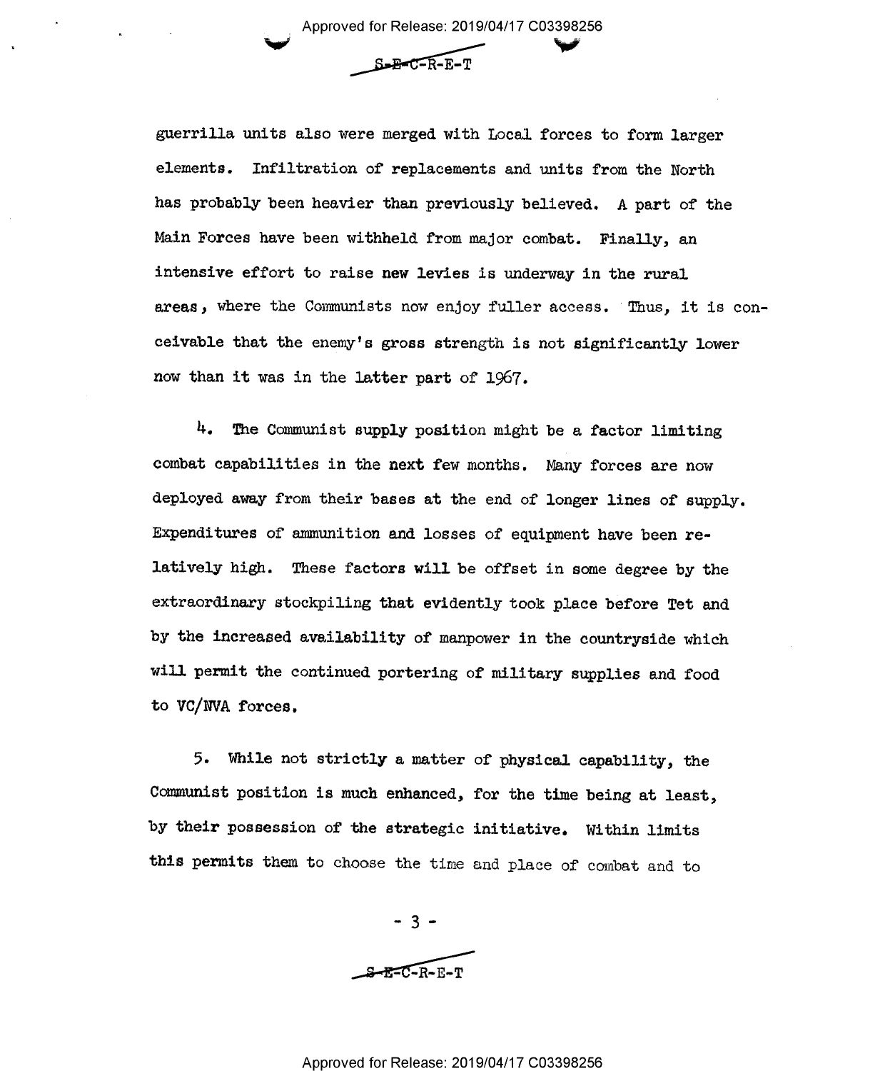guerrilla units also were merged with Local forces to form larger elements. Infiltration of replacements and units from the North has probably been heavier than previously believed. A part of the Main Forces have been withheld from major combat. Finally, an intensive effort to raise new levies is underway in the rural areas, where the Communists now enjoy fuller access. Thus, it is conceivable that the enemy's gross strength is not significantly lower now than it was in the latter part of 1967.

4. The Communist supply position might be a factor limiting combat capabilities in the next few months. Many forces are now deployed away from their bases at the end of longer lines of supply. Expenditures of ammunition and losses of equipment have been relatively high. These factors will be offset in some degree by the extraordinary stockpiling that evidently took place before Tet and by the increased availability of manpower in the countryside which will permit the continued portering of military supplies and food to VC/NVA forces.

5. While not strictly a matter of physical capability, the Communist position is much enhanced, for the time being at least, by their possession of the strategic initiative. Within limits this permits them to choose the time and place of combat and to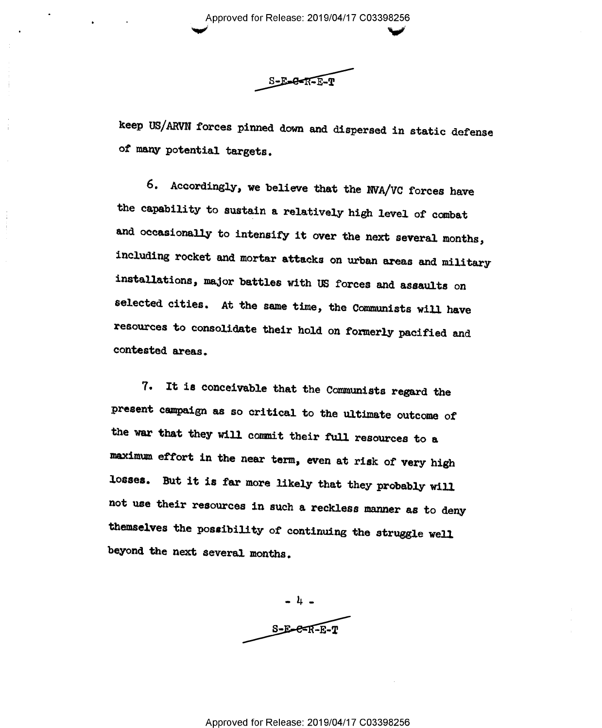S-E-C-R-E-T

keep US/ARVN forces pinned down and dispersed in static defense of many potential targets.

6. Accordingly, we believe that the NVA/VC forces have the capability to sustain a relatively high level of combat and occasionally to intensify it over the next several months, including rocket and mortar attacks on urban areas and military installations, major battles with US forces and assaults on selected cities. At the same time, the Communists will have resources to consolidate their hold on formerly pacified and contested areas.

7. It is conceivable that the Communists regard the present campaign as so critical to the ultimate outcome of the war that they will commit their full resources to a maximum effort in the near term, even at risk of very high losses. But it is far more likely that they probably will not use their resources in such a reckless manner as to deny themselves the possibility of continuing the struggle well beyond the next several months.

S-E-C-R-E-T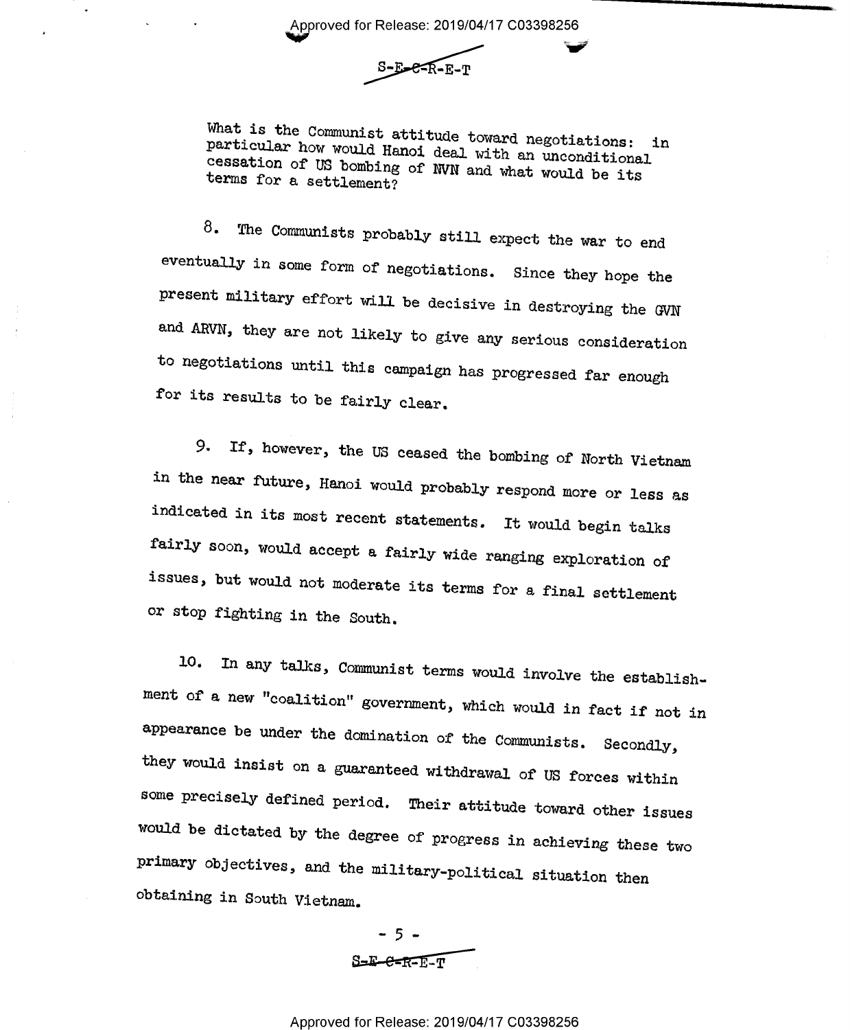What is the Communist attitude toward negotiations: in particular how would Hanoi deal with an unconditional cessation of US bombing of NVN and what would be its terms for a settlement?

8. The Communists probably still expect the war to end eventually in some form of negotiations. Since they hope the present military effort will be decisive in destroying the GVN and ARVN, they are not likely to give any serious consideration to negotiations until this campaign has progressed far enough for its results to be fairly clear.

9. If, however, the US ceased the bombing of North Vietnam in the near future, Hanoi would probably respond more or less as indicated in its most recent statements. It would begin talks fairly soon, would accept a fairly wide ranging exploration of issues, but would not moderate its terms for a final settlement or stop fighting in the South.

10. In any talks, Communist terms would involve the establishment of a new "coalition" government, which would in fact if not in appearance be under the domination of the Communists. Secondly, they would insist on a guaranteed withdrawal of US forces within some precisely defined period. Their attitude toward other issues would be dictated by the degree of progress in achieving these two primary objectives, and the military-political situation then obtaining in South Vietnam.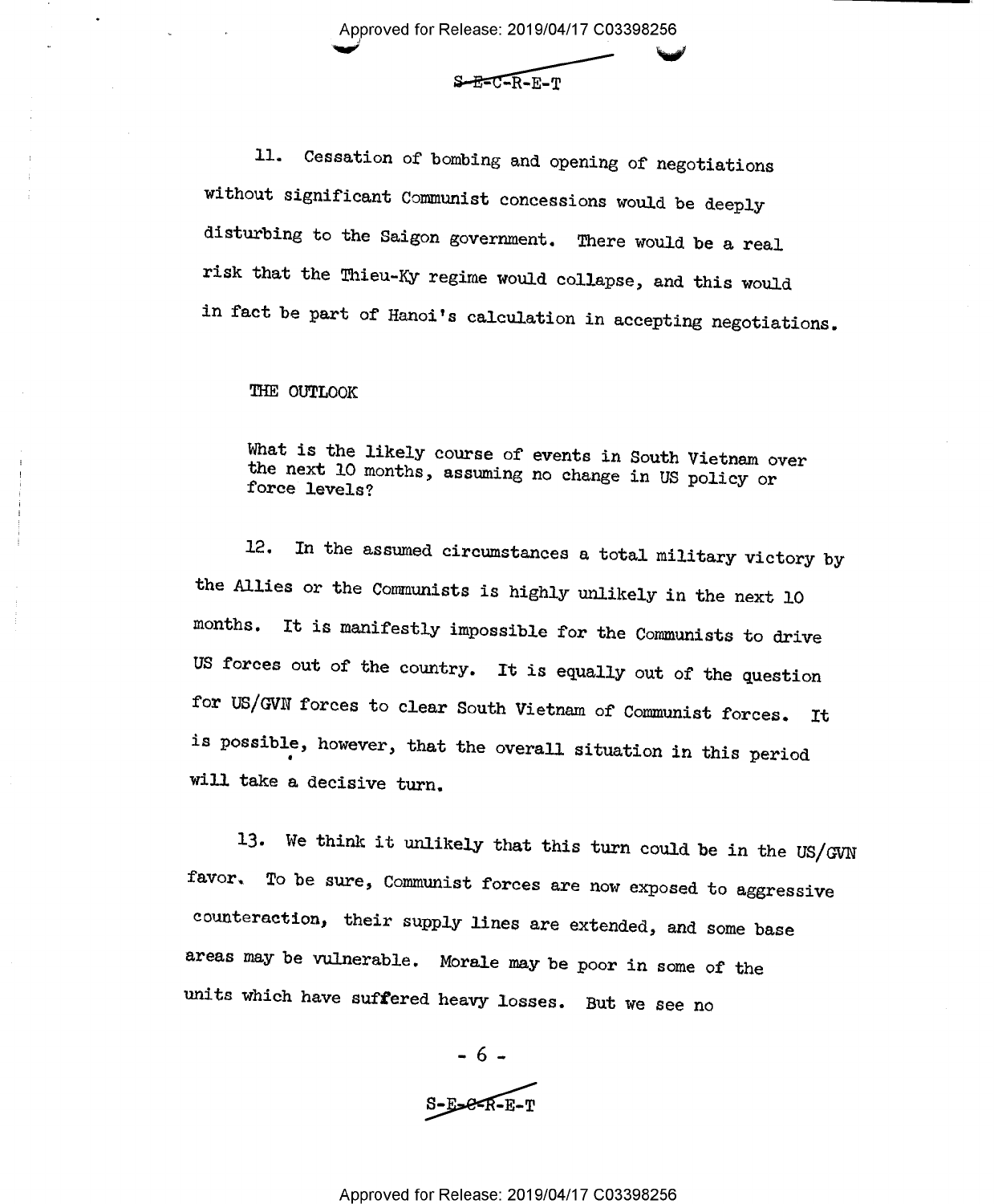11. Cessation of bombing and opening of negotiations without significant Communist concessions would be deeply disturbing to the Saigon government. There would be a real risk that the Thieu-Ky regime would collapse, and this would in fact be part of Hanoi's calculation in accepting negotiations.

THE OUTLOOK

What is the likely course of events in South Vietnam over the next 10 months, assuming no change in US policy or force levels?

12. In the assumed circumstances a total military victory by the Allies or the Communists is highly unlikely in the next 10 months. It is manifestly impossible for the Communists to drive US forces out of the country. It is equally out of the question for US/GVN forces to clear South Vietnam of Communist forces. It is possible, however, that the overall situation in this period will take a decisive turn.

13. We think it unlikely that this turn could be in the US/GVN favor. To be sure, Communist forces are now exposed to aggressive counteraction, their supply lines are extended, and some base areas may be vulnerable. Morale may be poor in some of the units which have suffered heavy losses. But we see no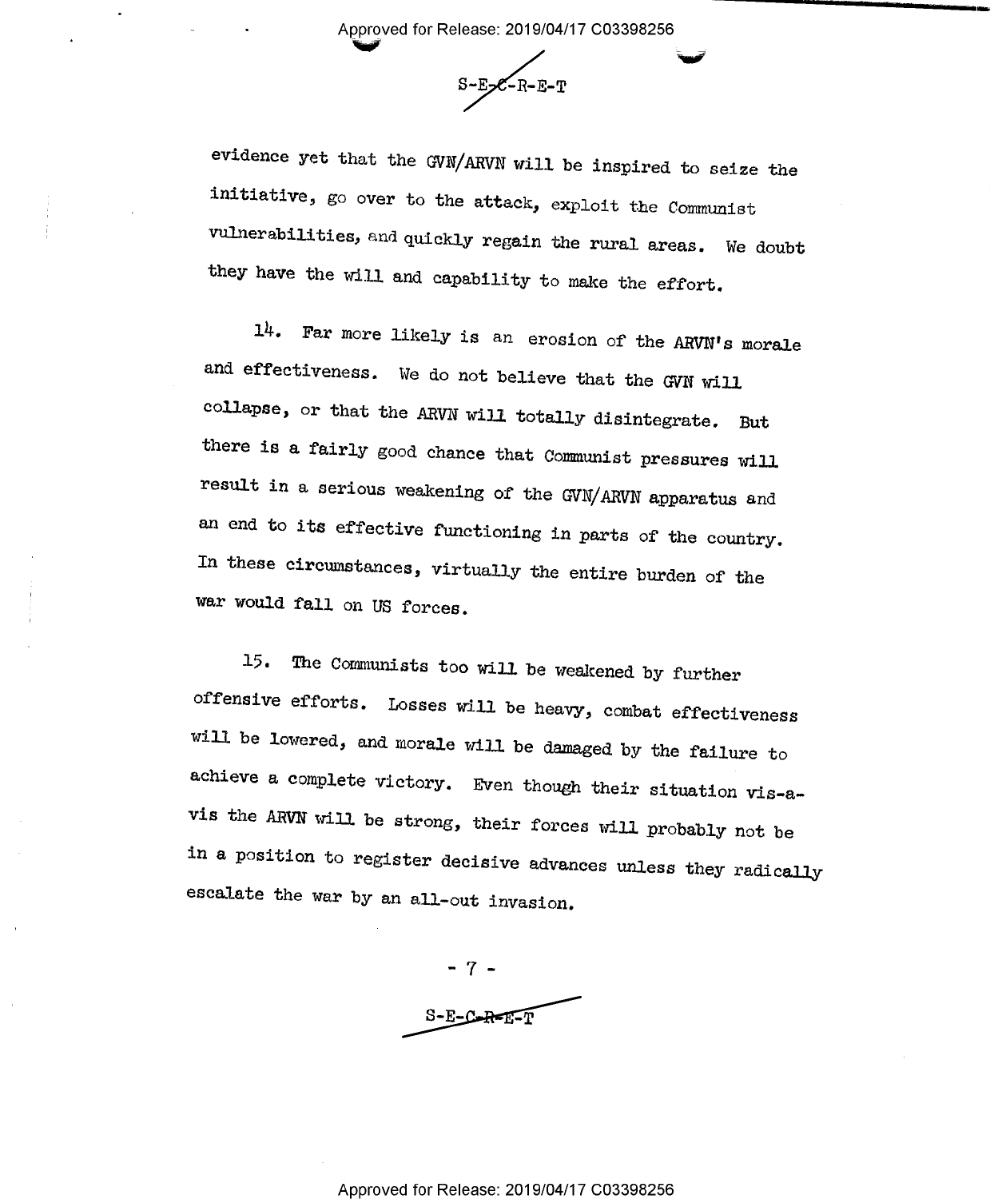evidence yet that the GVN/ARVN will be inspired to seize the initiative, go over to the attack, exploit the Communist vulnerabilities, and quickly regain the rural areas. We doubt they have the will and capability to make the effort.

14. Far more likely is an erosion of the ARVN's morale and effectiveness. We do not believe that the GVN will collapse, or that the ARVN will totally disintegrate. But there is a fairly good chance that Communist pressures will result in a serious weakening of the GVN/ARVN apparatus and an end to its effective functioning in parts of the country. In these circumstances, virtually the entire burden of the war would fall on US forces.

15. The Communists too will be weakened by further offensive efforts. Losses will be heavy, combat effectiveness will be lowered, and morale will be damaged by the failure to achieve a complete victory. Even though their situation vis-a-vis the ARVN will be strong, their forces will probably not be in a position to register decisive advances unless they radically escalate the war by an all-out invasion.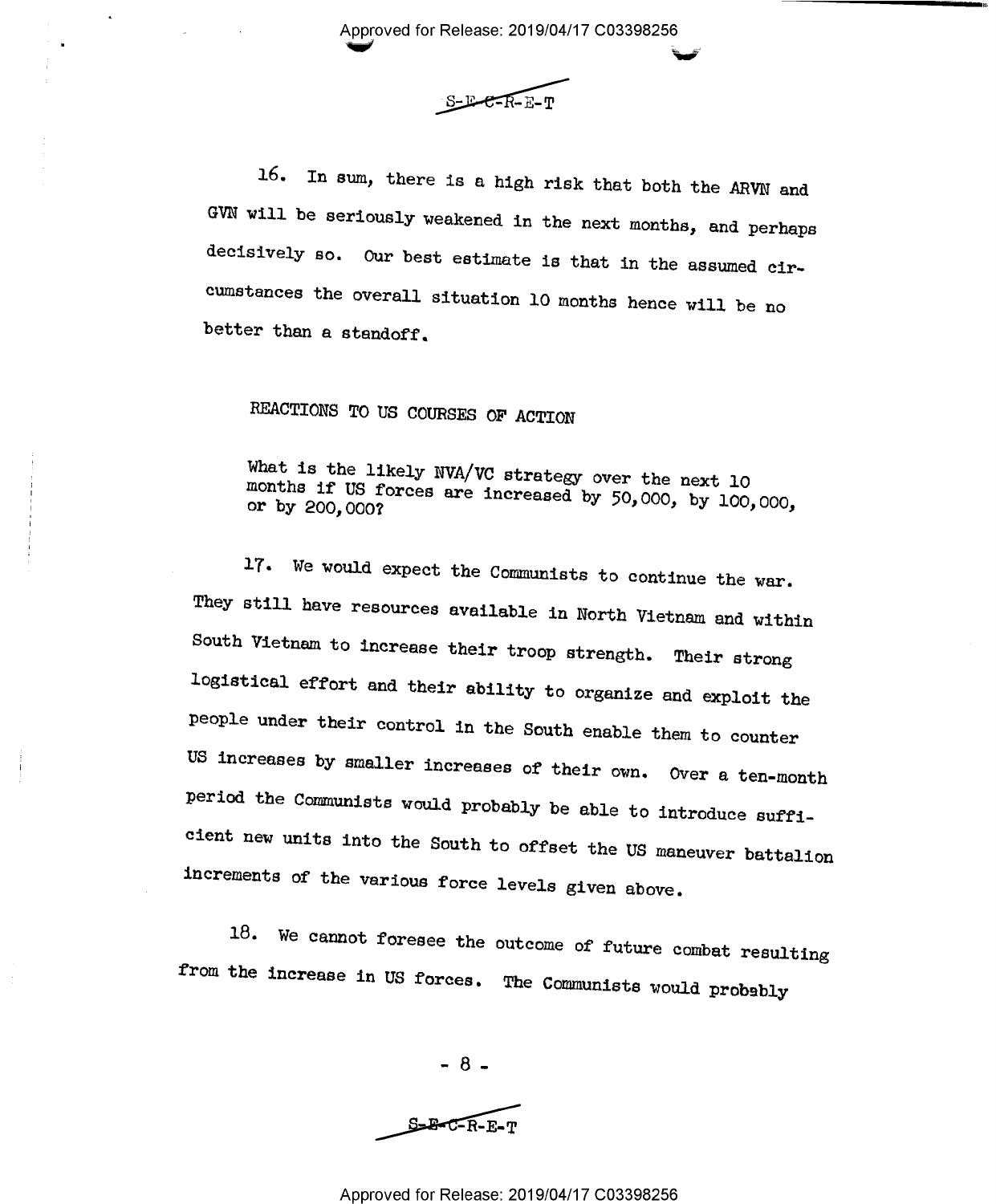16. In sum, there is a high risk that both the ARVN and GVN will be seriously weakened in the next months, and perhaps decisively so. Our best estimate is that in the assumed circumstances the overall situation 10 months hence will be no better than a standoff.

## REACTIONS TO US COURSES OF ACTION

What is the likely NVA/VC strategy over the next 10 months if US forces are increased by 50,000, by 100,000, or by 200,000?

17. We would expect the Communists to continue the war. They still have resources available in North Vietnam and within South Vietnam to increase their troop strength. Their strong logistical effort and their ability to organize and exploit the people under their control in the South enable them to counter US increases by smaller increases of their own. Over a ten-month period the Communists would probably be able to introduce sufficient new units into the South to offset the US maneuver battalion increments of the various force levels given above.

18. We cannot foresee the outcome of future combat resulting from the increase in US forces. The Communists would probably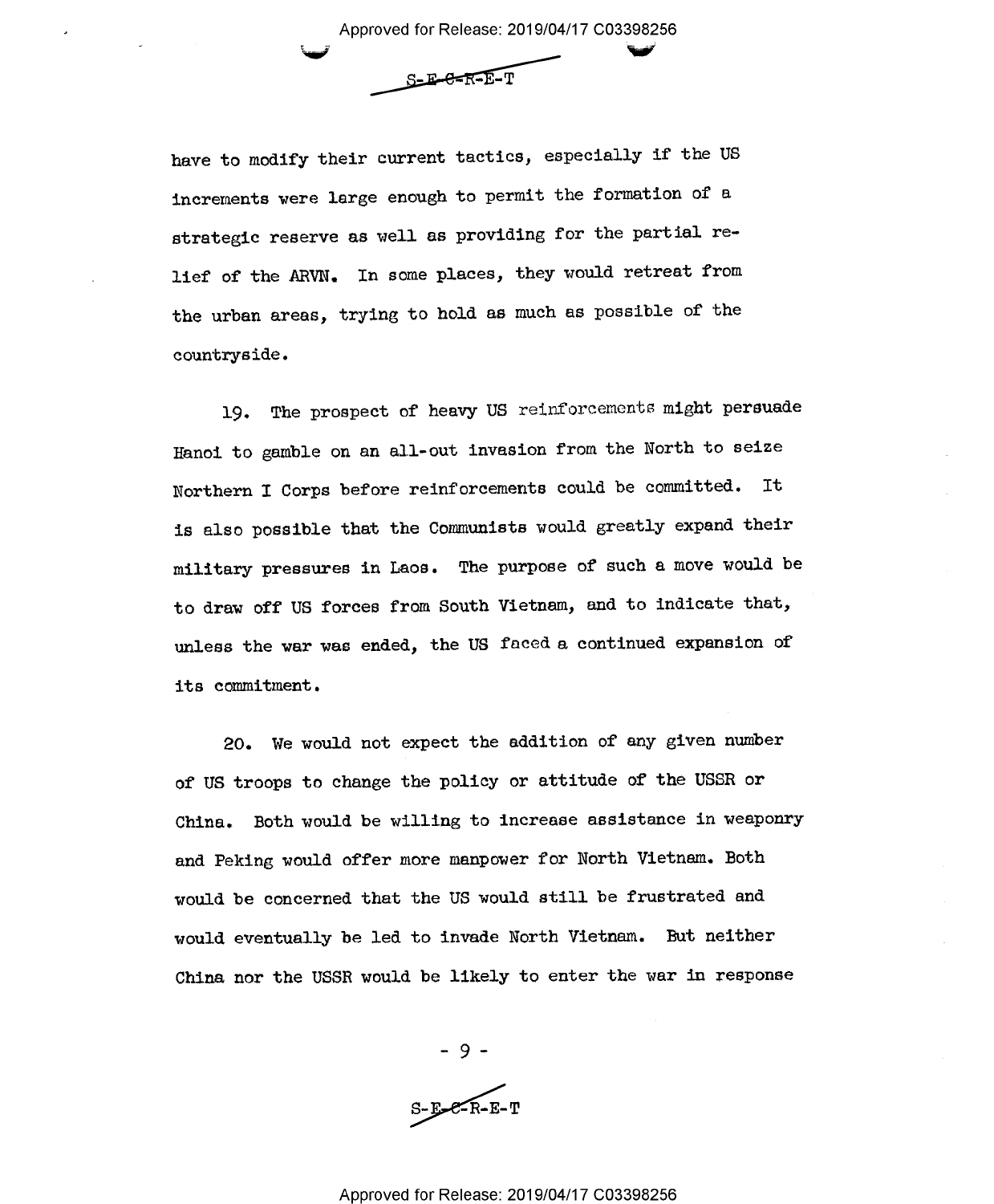have to modify their current tactics, especially if the US increments were large enough to permit the formation of a strategic reserve as well as providing for the partial relief of the ARVN. In some places, they would retreat from the urban areas, trying to hold as much as possible of the countryside.

19. The prospect of heavy US reinforcements might persuade Hanoi to gamble on an all-out invasion from the North to seize Northern I Corps before reinforcements could be committed. It is also possible that the Communists would greatly expand their military pressures in Laos. The purpose of such a move would be to draw off US forces from South Vietnam, and to indicate that, unless the war was ended, the US faced a continued expansion of its commitment.

20. We would not expect the addition of any given number of US troops to change the policy or attitude of the USSR or China. Both would be willing to increase assistance in weaponry and Peking would offer more manpower for North Vietnam. Both would be concerned that the US would still be frustrated and would eventually be led to invade North Vietnam. But neither China nor the USSR would be likely to enter the war in response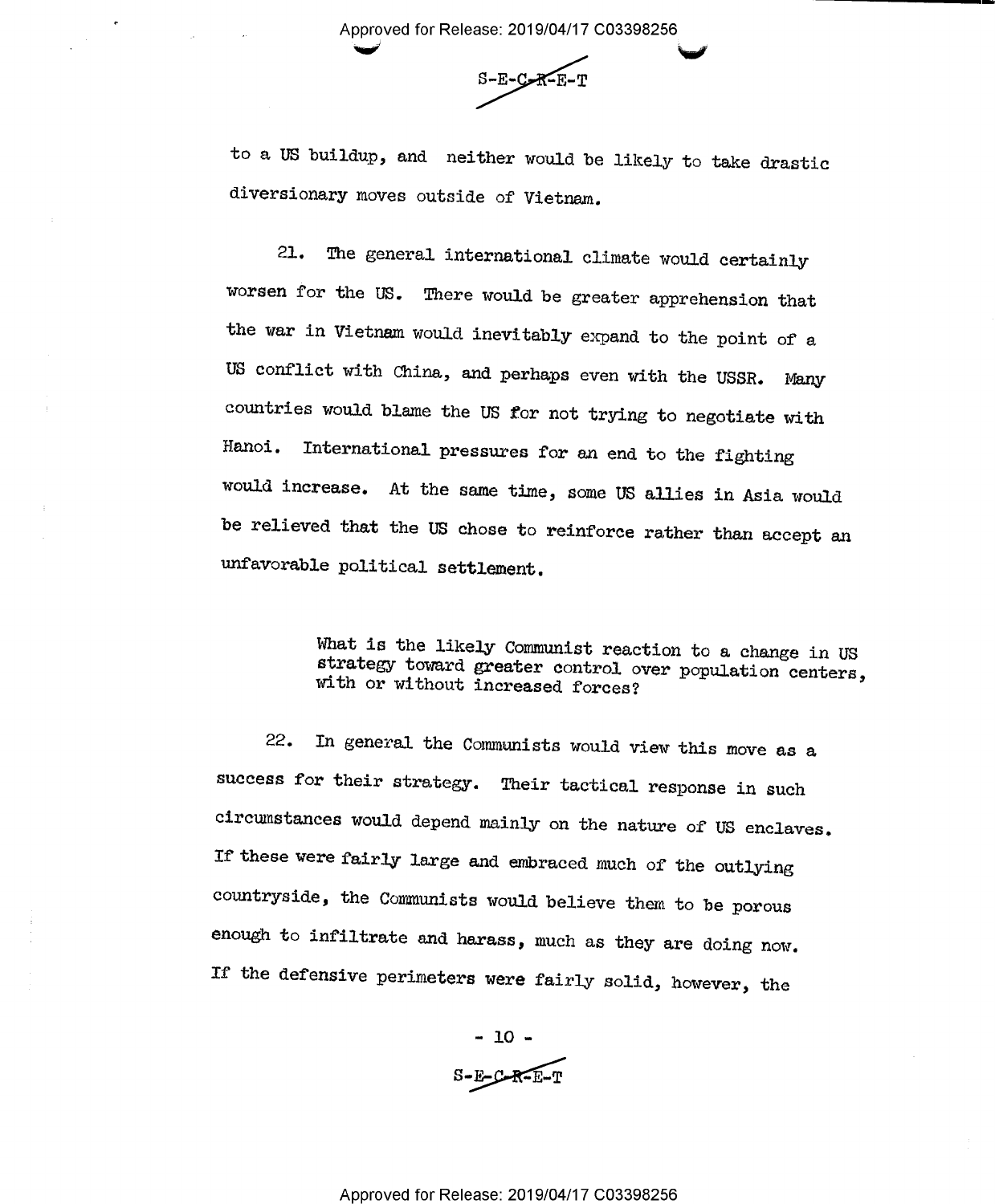to a US buildup, and neither would be likely to take drastic diversionary moves outside of Vietnam.

21. The general international climate would certainly worsen for the US. There would be greater apprehension that the war in Vietnam would inevitably expand to the point of a US conflict with China, and perhaps even with the USSR. Many countries would blame the US for not trying to negotiate with Hanoi. International pressures for an end to the fighting would increase. At the same time, some US allies in Asia would be relieved that the US chose to reinforce rather than accept an unfavorable political settlement.

> What is the likely Communist reaction to a change in US strategy toward greater control over population centers, with or without increased forces?

22. In general the Communists would view this move as a success for their strategy. Their tactical response in such circumstances would depend mainly on the nature of US enclaves. If these were fairly large and embraced much of the outlying countryside, the Communists would believe them to be porous enough to infiltrate and harass, much as they are doing now. If the defensive perimeters were fairly solid, however, the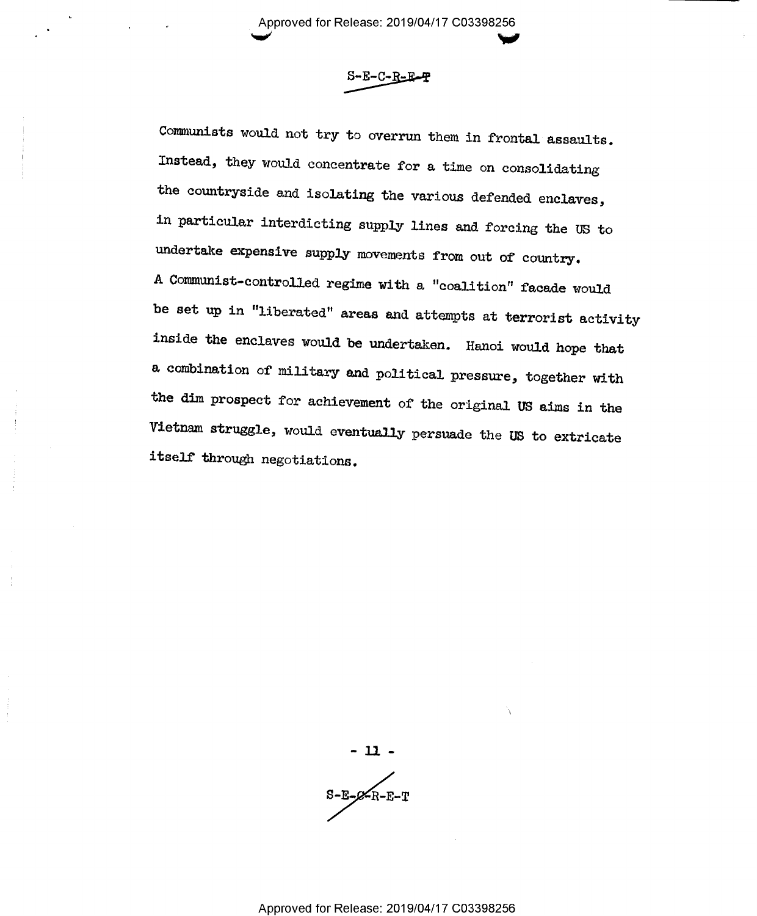Communists would not try to overrun them in frontal assaults. Instead, they would concentrate for a time on consolidating the countryside and isolating the various defended enclaves, in particular interdicting supply lines and forcing the US to undertake expensive supply movements from out of country. A Communist-controlled regime with a "coalition" facade would be set up in "liberated" areas and attempts at terrorist activity inside the enclaves would be undertaken. Hanoi would hope that a combination of military and political pressure, together with the dim prospect for achievement of the original US aims in the Vietnam struggle, would eventually persuade the US to extricate itself through negotiations.